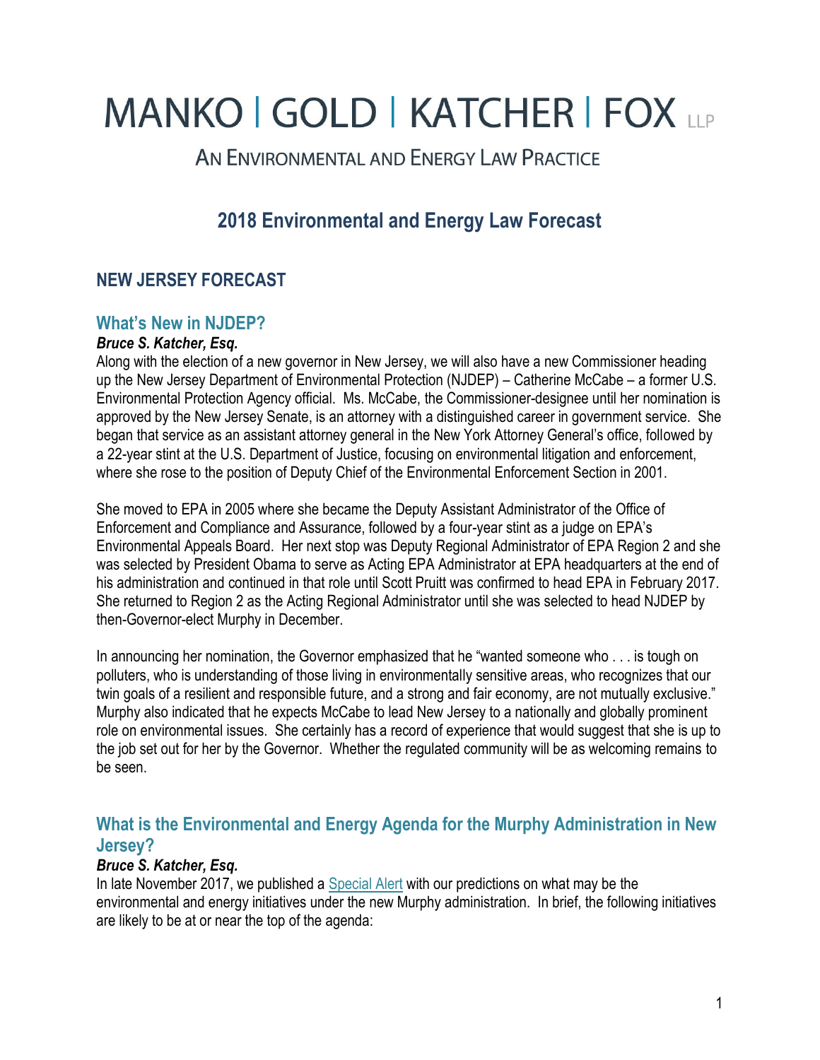# MANKO | GOLD | KATCHER | FOX LLP

AN ENVIRONMENTAL AND ENERGY LAW PRACTICE

## 2018 Environmental and Energy Law Forecast

## NEW JERSEY FORECAST

### What's New in NJDEP?

***Bruce S. Katcher, Esq.***

Along with the election of a new governor in New Jersey, we will also have a new Commissioner heading up the New Jersey Department of Environmental Protection (NJDEP) – Catherine McCabe – a former U.S. Environmental Protection Agency official. Ms. McCabe, the Commissioner-designee until her nomination is approved by the New Jersey Senate, is an attorney with a distinguished career in government service. She began that service as an assistant attorney general in the New York Attorney General's office, followed by a 22-year stint at the U.S. Department of Justice, focusing on environmental litigation and enforcement, where she rose to the position of Deputy Chief of the Environmental Enforcement Section in 2001.

She moved to EPA in 2005 where she became the Deputy Assistant Administrator of the Office of Enforcement and Compliance and Assurance, followed by a four-year stint as a judge on EPA's Environmental Appeals Board. Her next stop was Deputy Regional Administrator of EPA Region 2 and she was selected by President Obama to serve as Acting EPA Administrator at EPA headquarters at the end of his administration and continued in that role until Scott Pruitt was confirmed to head EPA in February 2017. She returned to Region 2 as the Acting Regional Administrator until she was selected to head NJDEP by then-Governor-elect Murphy in December.

In announcing her nomination, the Governor emphasized that he "wanted someone who . . . is tough on polluters, who is understanding of those living in environmentally sensitive areas, who recognizes that our twin goals of a resilient and responsible future, and a strong and fair economy, are not mutually exclusive." Murphy also indicated that he expects McCabe to lead New Jersey to a nationally and globally prominent role on environmental issues. She certainly has a record of experience that would suggest that she is up to the job set out for her by the Governor. Whether the regulated community will be as welcoming remains to be seen.

### What is the Environmental and Energy Agenda for the Murphy Administration in New Jersey?

***Bruce S. Katcher, Esq.***

In late November 2017, we published a Special Alert with our predictions on what may be the environmental and energy initiatives under the new Murphy administration. In brief, the following initiatives are likely to be at or near the top of the agenda: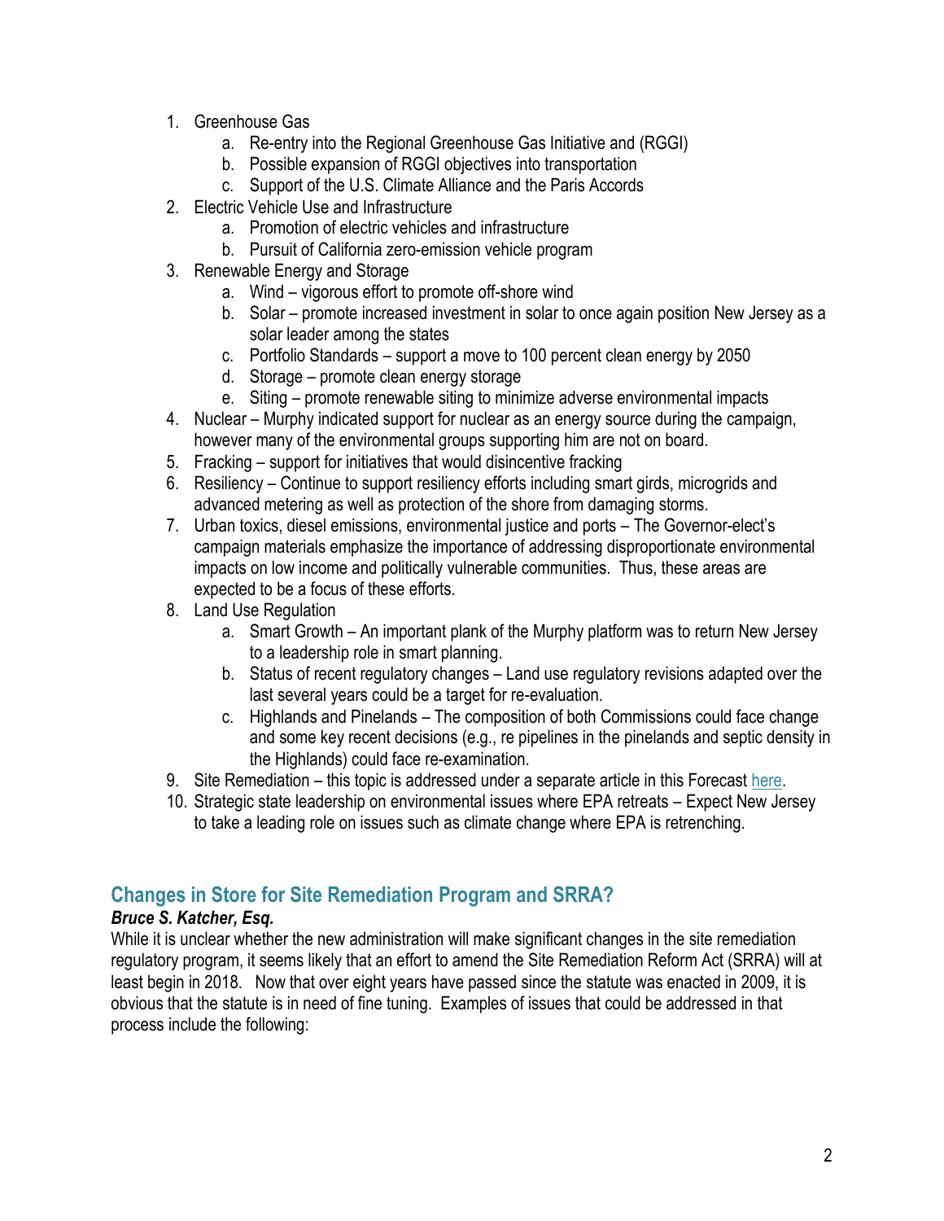1. Greenhouse Gas
   a. Re-entry into the Regional Greenhouse Gas Initiative and (RGGI)
   b. Possible expansion of RGGI objectives into transportation
   c. Support of the U.S. Climate Alliance and the Paris Accords
2. Electric Vehicle Use and Infrastructure
   a. Promotion of electric vehicles and infrastructure
   b. Pursuit of California zero-emission vehicle program
3. Renewable Energy and Storage
   a. Wind – vigorous effort to promote off-shore wind
   b. Solar – promote increased investment in solar to once again position New Jersey as a solar leader among the states
   c. Portfolio Standards – support a move to 100 percent clean energy by 2050
   d. Storage – promote clean energy storage
   e. Siting – promote renewable siting to minimize adverse environmental impacts
4. Nuclear – Murphy indicated support for nuclear as an energy source during the campaign, however many of the environmental groups supporting him are not on board.
5. Fracking – support for initiatives that would disincentive fracking
6. Resiliency – Continue to support resiliency efforts including smart girds, microgrids and advanced metering as well as protection of the shore from damaging storms.
7. Urban toxics, diesel emissions, environmental justice and ports – The Governor-elect's campaign materials emphasize the importance of addressing disproportionate environmental impacts on low income and politically vulnerable communities. Thus, these areas are expected to be a focus of these efforts.
8. Land Use Regulation
   a. Smart Growth – An important plank of the Murphy platform was to return New Jersey to a leadership role in smart planning.
   b. Status of recent regulatory changes – Land use regulatory revisions adapted over the last several years could be a target for re-evaluation.
   c. Highlands and Pinelands – The composition of both Commissions could face change and some key recent decisions (e.g., re pipelines in the pinelands and septic density in the Highlands) could face re-examination.
9. Site Remediation – this topic is addressed under a separate article in this Forecast here.
10. Strategic state leadership on environmental issues where EPA retreats – Expect New Jersey to take a leading role on issues such as climate change where EPA is retrenching.

## Changes in Store for Site Remediation Program and SRRA?

***Bruce S. Katcher, Esq.***

While it is unclear whether the new administration will make significant changes in the site remediation regulatory program, it seems likely that an effort to amend the Site Remediation Reform Act (SRRA) will at least begin in 2018. Now that over eight years have passed since the statute was enacted in 2009, it is obvious that the statute is in need of fine tuning. Examples of issues that could be addressed in that process include the following: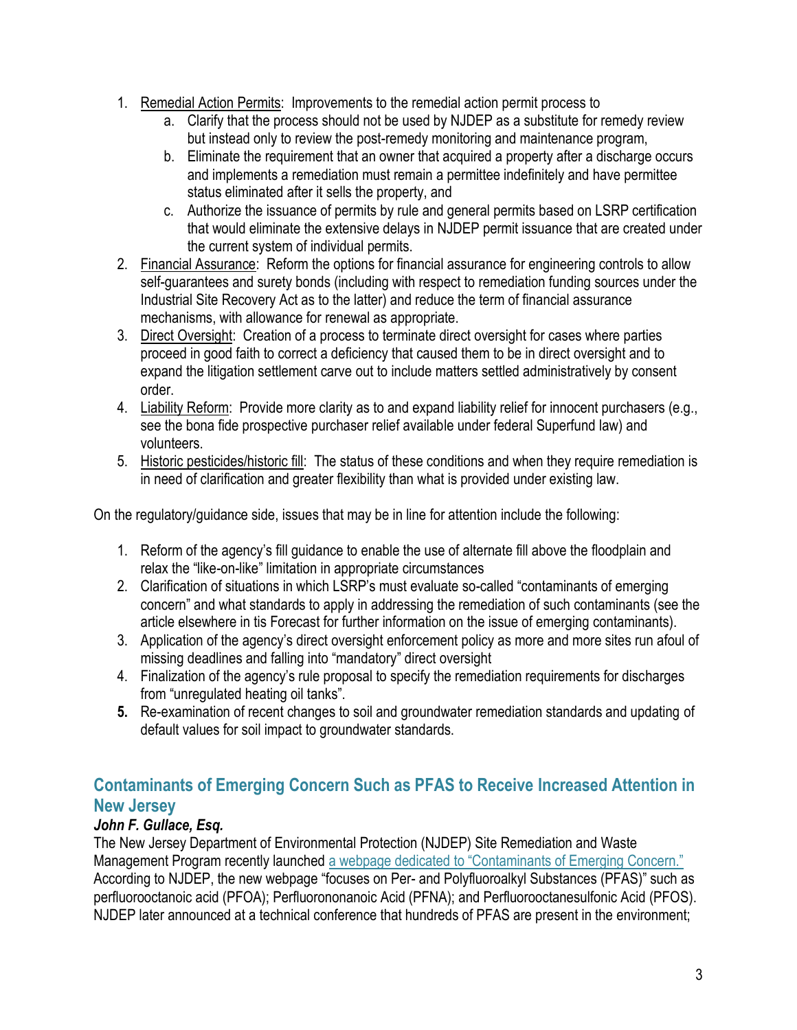1. Remedial Action Permits: Improvements to the remedial action permit process to
   a. Clarify that the process should not be used by NJDEP as a substitute for remedy review but instead only to review the post-remedy monitoring and maintenance program,
   b. Eliminate the requirement that an owner that acquired a property after a discharge occurs and implements a remediation must remain a permittee indefinitely and have permittee status eliminated after it sells the property, and
   c. Authorize the issuance of permits by rule and general permits based on LSRP certification that would eliminate the extensive delays in NJDEP permit issuance that are created under the current system of individual permits.
2. Financial Assurance: Reform the options for financial assurance for engineering controls to allow self-guarantees and surety bonds (including with respect to remediation funding sources under the Industrial Site Recovery Act as to the latter) and reduce the term of financial assurance mechanisms, with allowance for renewal as appropriate.
3. Direct Oversight: Creation of a process to terminate direct oversight for cases where parties proceed in good faith to correct a deficiency that caused them to be in direct oversight and to expand the litigation settlement carve out to include matters settled administratively by consent order.
4. Liability Reform: Provide more clarity as to and expand liability relief for innocent purchasers (e.g., see the bona fide prospective purchaser relief available under federal Superfund law) and volunteers.
5. Historic pesticides/historic fill: The status of these conditions and when they require remediation is in need of clarification and greater flexibility than what is provided under existing law.

On the regulatory/guidance side, issues that may be in line for attention include the following:

1. Reform of the agency's fill guidance to enable the use of alternate fill above the floodplain and relax the "like-on-like" limitation in appropriate circumstances
2. Clarification of situations in which LSRP's must evaluate so-called "contaminants of emerging concern" and what standards to apply in addressing the remediation of such contaminants (see the article elsewhere in tis Forecast for further information on the issue of emerging contaminants).
3. Application of the agency's direct oversight enforcement policy as more and more sites run afoul of missing deadlines and falling into "mandatory" direct oversight
4. Finalization of the agency's rule proposal to specify the remediation requirements for discharges from "unregulated heating oil tanks".
5. Re-examination of recent changes to soil and groundwater remediation standards and updating of default values for soil impact to groundwater standards.

## Contaminants of Emerging Concern Such as PFAS to Receive Increased Attention in New Jersey

***John F. Gullace, Esq.***

The New Jersey Department of Environmental Protection (NJDEP) Site Remediation and Waste Management Program recently launched a webpage dedicated to "Contaminants of Emerging Concern." According to NJDEP, the new webpage "focuses on Per- and Polyfluoroalkyl Substances (PFAS)" such as perfluorooctanoic acid (PFOA); Perfluorononanoic Acid (PFNA); and Perfluorooctanesulfonic Acid (PFOS). NJDEP later announced at a technical conference that hundreds of PFAS are present in the environment;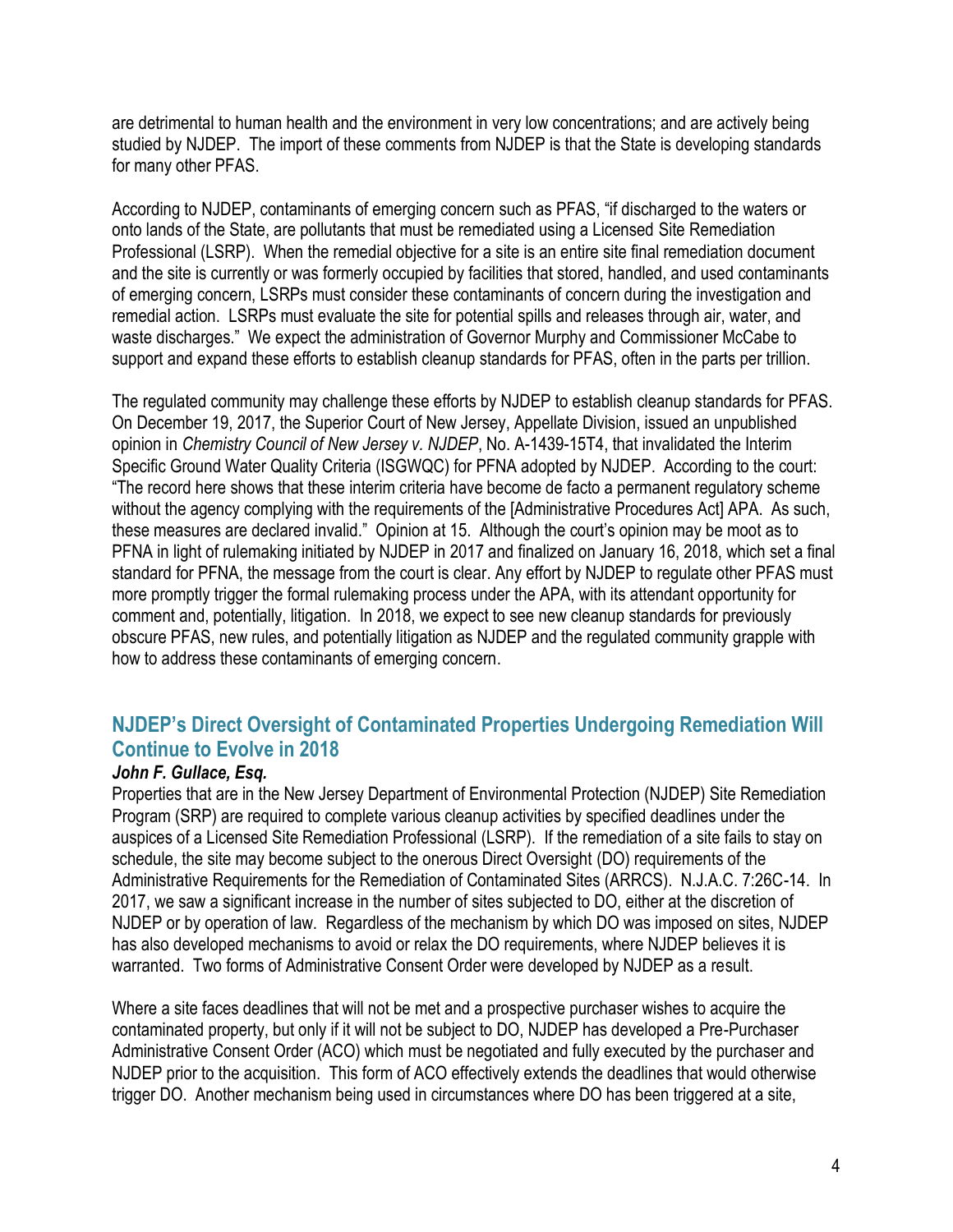are detrimental to human health and the environment in very low concentrations; and are actively being studied by NJDEP. The import of these comments from NJDEP is that the State is developing standards for many other PFAS.

According to NJDEP, contaminants of emerging concern such as PFAS, "if discharged to the waters or onto lands of the State, are pollutants that must be remediated using a Licensed Site Remediation Professional (LSRP). When the remedial objective for a site is an entire site final remediation document and the site is currently or was formerly occupied by facilities that stored, handled, and used contaminants of emerging concern, LSRPs must consider these contaminants of concern during the investigation and remedial action. LSRPs must evaluate the site for potential spills and releases through air, water, and waste discharges." We expect the administration of Governor Murphy and Commissioner McCabe to support and expand these efforts to establish cleanup standards for PFAS, often in the parts per trillion.

The regulated community may challenge these efforts by NJDEP to establish cleanup standards for PFAS. On December 19, 2017, the Superior Court of New Jersey, Appellate Division, issued an unpublished opinion in *Chemistry Council of New Jersey v. NJDEP*, No. A-1439-15T4, that invalidated the Interim Specific Ground Water Quality Criteria (ISGWQC) for PFNA adopted by NJDEP. According to the court: "The record here shows that these interim criteria have become de facto a permanent regulatory scheme without the agency complying with the requirements of the [Administrative Procedures Act] APA. As such, these measures are declared invalid." Opinion at 15. Although the court's opinion may be moot as to PFNA in light of rulemaking initiated by NJDEP in 2017 and finalized on January 16, 2018, which set a final standard for PFNA, the message from the court is clear. Any effort by NJDEP to regulate other PFAS must more promptly trigger the formal rulemaking process under the APA, with its attendant opportunity for comment and, potentially, litigation. In 2018, we expect to see new cleanup standards for previously obscure PFAS, new rules, and potentially litigation as NJDEP and the regulated community grapple with how to address these contaminants of emerging concern.

## NJDEP's Direct Oversight of Contaminated Properties Undergoing Remediation Will Continue to Evolve in 2018

***John F. Gullace, Esq.***

Properties that are in the New Jersey Department of Environmental Protection (NJDEP) Site Remediation Program (SRP) are required to complete various cleanup activities by specified deadlines under the auspices of a Licensed Site Remediation Professional (LSRP). If the remediation of a site fails to stay on schedule, the site may become subject to the onerous Direct Oversight (DO) requirements of the Administrative Requirements for the Remediation of Contaminated Sites (ARRCS). N.J.A.C. 7:26C-14. In 2017, we saw a significant increase in the number of sites subjected to DO, either at the discretion of NJDEP or by operation of law. Regardless of the mechanism by which DO was imposed on sites, NJDEP has also developed mechanisms to avoid or relax the DO requirements, where NJDEP believes it is warranted. Two forms of Administrative Consent Order were developed by NJDEP as a result.

Where a site faces deadlines that will not be met and a prospective purchaser wishes to acquire the contaminated property, but only if it will not be subject to DO, NJDEP has developed a Pre-Purchaser Administrative Consent Order (ACO) which must be negotiated and fully executed by the purchaser and NJDEP prior to the acquisition. This form of ACO effectively extends the deadlines that would otherwise trigger DO. Another mechanism being used in circumstances where DO has been triggered at a site,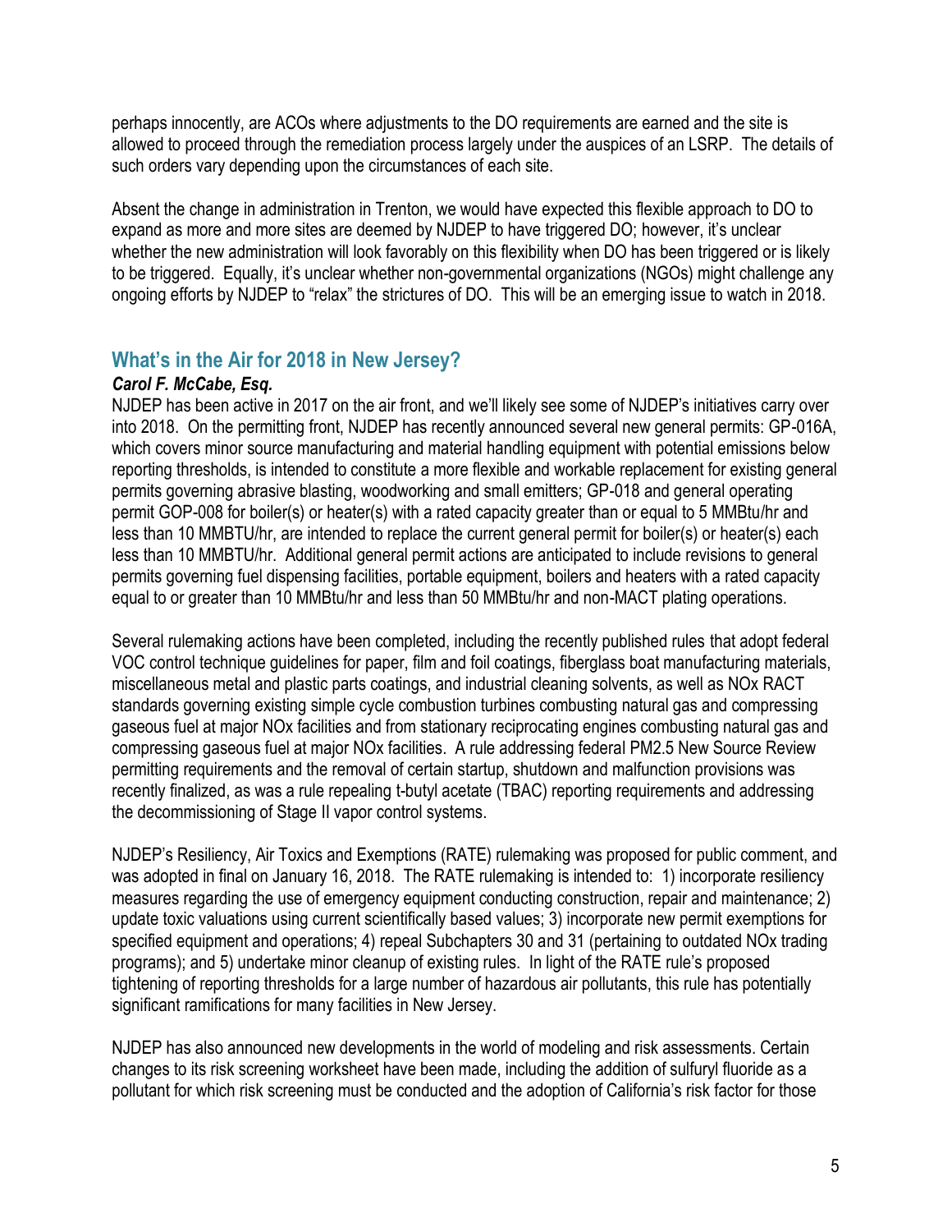perhaps innocently, are ACOs where adjustments to the DO requirements are earned and the site is allowed to proceed through the remediation process largely under the auspices of an LSRP. The details of such orders vary depending upon the circumstances of each site.

Absent the change in administration in Trenton, we would have expected this flexible approach to DO to expand as more and more sites are deemed by NJDEP to have triggered DO; however, it's unclear whether the new administration will look favorably on this flexibility when DO has been triggered or is likely to be triggered. Equally, it's unclear whether non-governmental organizations (NGOs) might challenge any ongoing efforts by NJDEP to "relax" the strictures of DO. This will be an emerging issue to watch in 2018.

## What's in the Air for 2018 in New Jersey?

***Carol F. McCabe, Esq.***

NJDEP has been active in 2017 on the air front, and we'll likely see some of NJDEP's initiatives carry over into 2018. On the permitting front, NJDEP has recently announced several new general permits: GP-016A, which covers minor source manufacturing and material handling equipment with potential emissions below reporting thresholds, is intended to constitute a more flexible and workable replacement for existing general permits governing abrasive blasting, woodworking and small emitters; GP-018 and general operating permit GOP-008 for boiler(s) or heater(s) with a rated capacity greater than or equal to 5 MMBtu/hr and less than 10 MMBTU/hr, are intended to replace the current general permit for boiler(s) or heater(s) each less than 10 MMBTU/hr. Additional general permit actions are anticipated to include revisions to general permits governing fuel dispensing facilities, portable equipment, boilers and heaters with a rated capacity equal to or greater than 10 MMBtu/hr and less than 50 MMBtu/hr and non-MACT plating operations.

Several rulemaking actions have been completed, including the recently published rules that adopt federal VOC control technique guidelines for paper, film and foil coatings, fiberglass boat manufacturing materials, miscellaneous metal and plastic parts coatings, and industrial cleaning solvents, as well as NOx RACT standards governing existing simple cycle combustion turbines combusting natural gas and compressing gaseous fuel at major NOx facilities and from stationary reciprocating engines combusting natural gas and compressing gaseous fuel at major NOx facilities. A rule addressing federal PM2.5 New Source Review permitting requirements and the removal of certain startup, shutdown and malfunction provisions was recently finalized, as was a rule repealing t-butyl acetate (TBAC) reporting requirements and addressing the decommissioning of Stage II vapor control systems.

NJDEP's Resiliency, Air Toxics and Exemptions (RATE) rulemaking was proposed for public comment, and was adopted in final on January 16, 2018. The RATE rulemaking is intended to: 1) incorporate resiliency measures regarding the use of emergency equipment conducting construction, repair and maintenance; 2) update toxic valuations using current scientifically based values; 3) incorporate new permit exemptions for specified equipment and operations; 4) repeal Subchapters 30 and 31 (pertaining to outdated NOx trading programs); and 5) undertake minor cleanup of existing rules. In light of the RATE rule's proposed tightening of reporting thresholds for a large number of hazardous air pollutants, this rule has potentially significant ramifications for many facilities in New Jersey.

NJDEP has also announced new developments in the world of modeling and risk assessments. Certain changes to its risk screening worksheet have been made, including the addition of sulfuryl fluoride as a pollutant for which risk screening must be conducted and the adoption of California's risk factor for those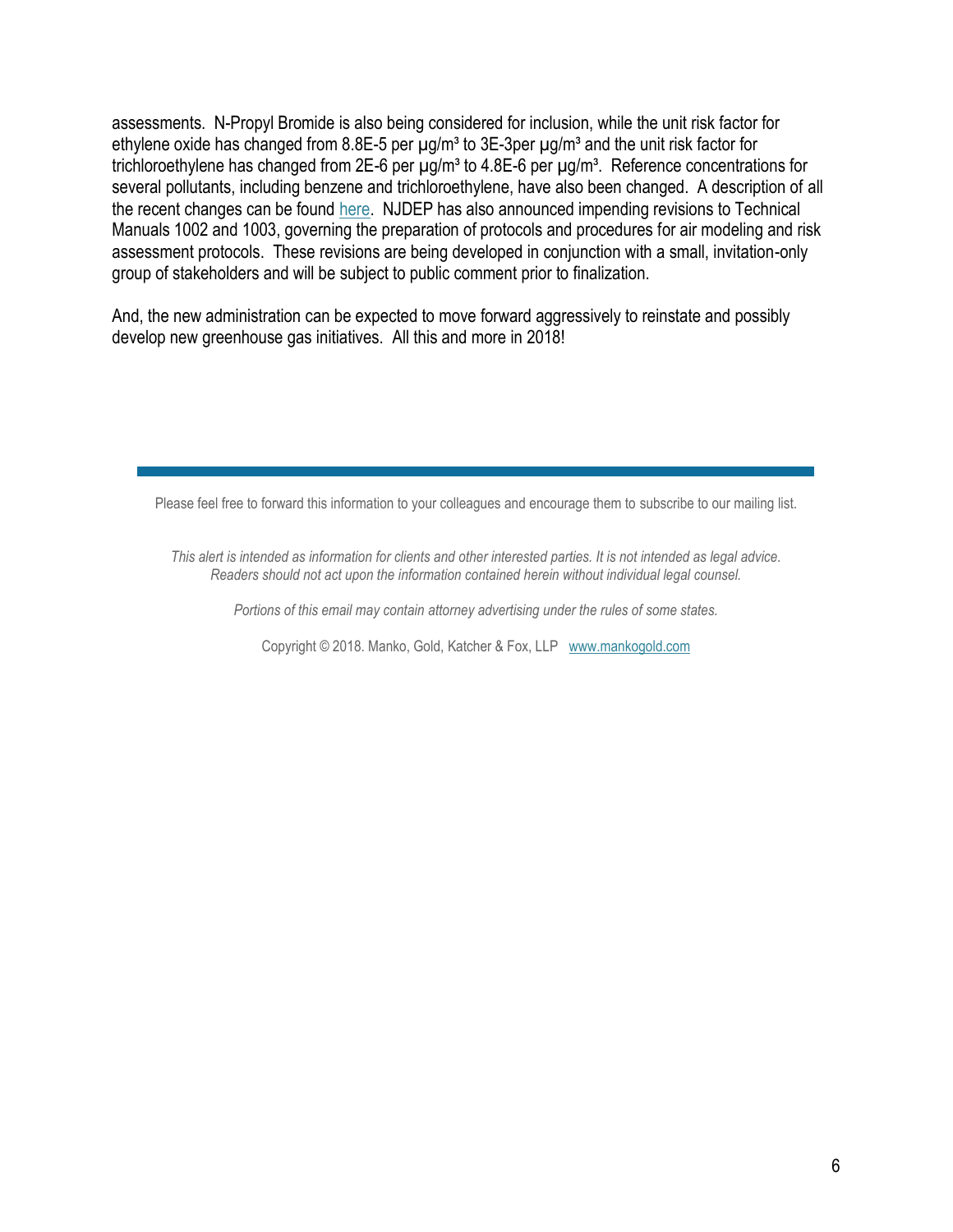assessments. N-Propyl Bromide is also being considered for inclusion, while the unit risk factor for ethylene oxide has changed from 8.8E-5 per μg/m³ to 3E-3per μg/m³ and the unit risk factor for trichloroethylene has changed from 2E-6 per μg/m³ to 4.8E-6 per μg/m³. Reference concentrations for several pollutants, including benzene and trichloroethylene, have also been changed. A description of all the recent changes can be found here. NJDEP has also announced impending revisions to Technical Manuals 1002 and 1003, governing the preparation of protocols and procedures for air modeling and risk assessment protocols. These revisions are being developed in conjunction with a small, invitation-only group of stakeholders and will be subject to public comment prior to finalization.

And, the new administration can be expected to move forward aggressively to reinstate and possibly develop new greenhouse gas initiatives. All this and more in 2018!

---

Please feel free to forward this information to your colleagues and encourage them to subscribe to our mailing list.

*This alert is intended as information for clients and other interested parties. It is not intended as legal advice. Readers should not act upon the information contained herein without individual legal counsel.*

*Portions of this email may contain attorney advertising under the rules of some states.*

Copyright © 2018. Manko, Gold, Katcher & Fox, LLP www.mankogold.com